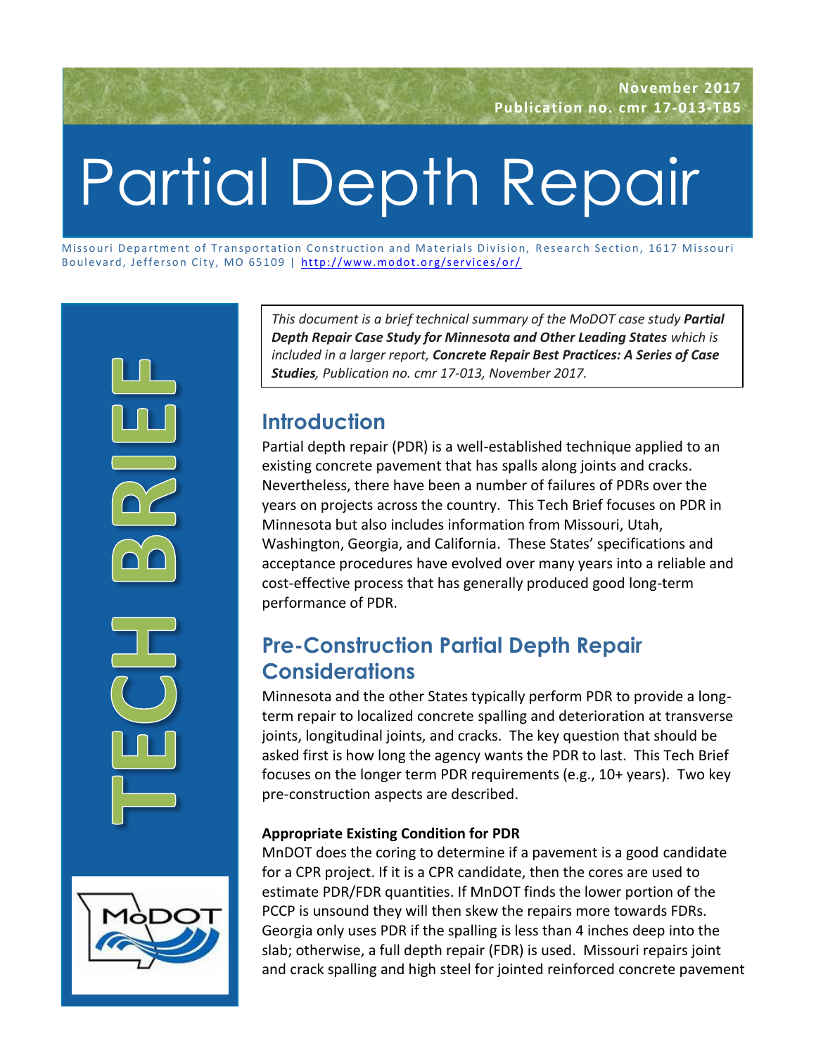November 2017
Publication no. cmr 17-013-TB5

# Partial Depth Repair

Missouri Department of Transportation Construction and Materials Division, Research Section, 1617 Missouri Boulevard, Jefferson City, MO 65109 | http://www.modot.org/services/or/

TECH BRIEF

*This document is a brief technical summary of the MoDOT case study* ***Partial Depth Repair Case Study for Minnesota and Other Leading States*** *which is included in a larger report,* ***Concrete Repair Best Practices: A Series of Case Studies****, Publication no. cmr 17-013, November 2017.*

## Introduction

Partial depth repair (PDR) is a well-established technique applied to an existing concrete pavement that has spalls along joints and cracks. Nevertheless, there have been a number of failures of PDRs over the years on projects across the country. This Tech Brief focuses on PDR in Minnesota but also includes information from Missouri, Utah, Washington, Georgia, and California. These States' specifications and acceptance procedures have evolved over many years into a reliable and cost-effective process that has generally produced good long-term performance of PDR.

## Pre-Construction Partial Depth Repair Considerations

Minnesota and the other States typically perform PDR to provide a long-term repair to localized concrete spalling and deterioration at transverse joints, longitudinal joints, and cracks. The key question that should be asked first is how long the agency wants the PDR to last. This Tech Brief focuses on the longer term PDR requirements (e.g., 10+ years). Two key pre-construction aspects are described.

**Appropriate Existing Condition for PDR**

MnDOT does the coring to determine if a pavement is a good candidate for a CPR project. If it is a CPR candidate, then the cores are used to estimate PDR/FDR quantities. If MnDOT finds the lower portion of the PCCP is unsound they will then skew the repairs more towards FDRs. Georgia only uses PDR if the spalling is less than 4 inches deep into the slab; otherwise, a full depth repair (FDR) is used. Missouri repairs joint and crack spalling and high steel for jointed reinforced concrete pavement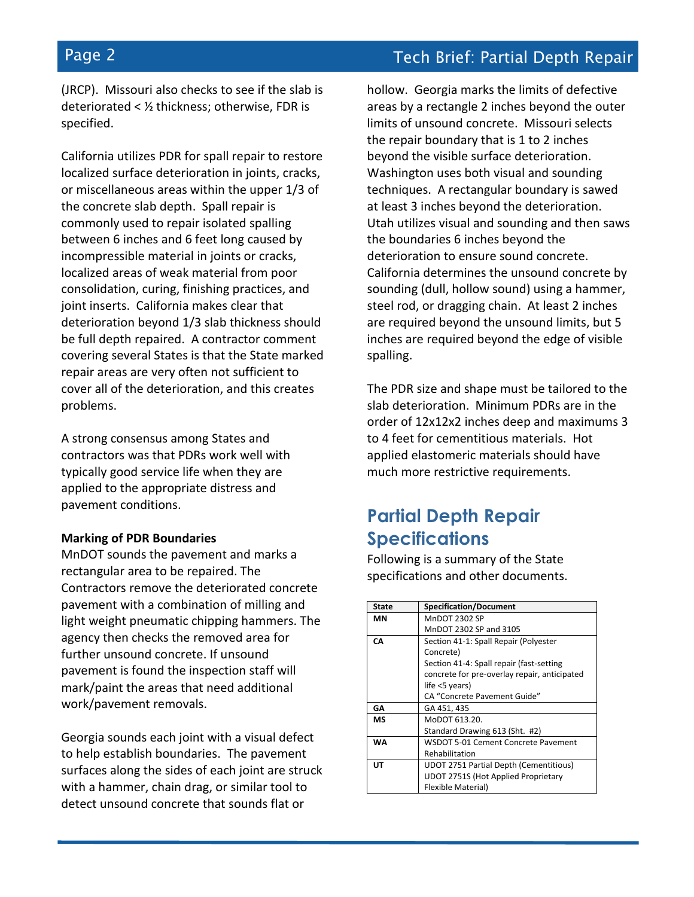(JRCP). Missouri also checks to see if the slab is deteriorated < ½ thickness; otherwise, FDR is specified.

California utilizes PDR for spall repair to restore localized surface deterioration in joints, cracks, or miscellaneous areas within the upper 1/3 of the concrete slab depth. Spall repair is commonly used to repair isolated spalling between 6 inches and 6 feet long caused by incompressible material in joints or cracks, localized areas of weak material from poor consolidation, curing, finishing practices, and joint inserts. California makes clear that deterioration beyond 1/3 slab thickness should be full depth repaired. A contractor comment covering several States is that the State marked repair areas are very often not sufficient to cover all of the deterioration, and this creates problems.

A strong consensus among States and contractors was that PDRs work well with typically good service life when they are applied to the appropriate distress and pavement conditions.

**Marking of PDR Boundaries**

MnDOT sounds the pavement and marks a rectangular area to be repaired. The Contractors remove the deteriorated concrete pavement with a combination of milling and light weight pneumatic chipping hammers. The agency then checks the removed area for further unsound concrete. If unsound pavement is found the inspection staff will mark/paint the areas that need additional work/pavement removals.

Georgia sounds each joint with a visual defect to help establish boundaries. The pavement surfaces along the sides of each joint are struck with a hammer, chain drag, or similar tool to detect unsound concrete that sounds flat or hollow. Georgia marks the limits of defective areas by a rectangle 2 inches beyond the outer limits of unsound concrete. Missouri selects the repair boundary that is 1 to 2 inches beyond the visible surface deterioration. Washington uses both visual and sounding techniques. A rectangular boundary is sawed at least 3 inches beyond the deterioration. Utah utilizes visual and sounding and then saws the boundaries 6 inches beyond the deterioration to ensure sound concrete. California determines the unsound concrete by sounding (dull, hollow sound) using a hammer, steel rod, or dragging chain. At least 2 inches are required beyond the unsound limits, but 5 inches are required beyond the edge of visible spalling.

The PDR size and shape must be tailored to the slab deterioration. Minimum PDRs are in the order of 12x12x2 inches deep and maximums 3 to 4 feet for cementitious materials. Hot applied elastomeric materials should have much more restrictive requirements.

## Partial Depth Repair Specifications

Following is a summary of the State specifications and other documents.

| State | Specification/Document |
|---|---|
| MN | MnDOT 2302 SP<br>MnDOT 2302 SP and 3105 |
| CA | Section 41-1: Spall Repair (Polyester Concrete)<br>Section 41-4: Spall repair (fast-setting concrete for pre-overlay repair, anticipated life <5 years)<br>CA "Concrete Pavement Guide" |
| GA | GA 451, 435 |
| MS | MoDOT 613.20.<br>Standard Drawing 613 (Sht. #2) |
| WA | WSDOT 5-01 Cement Concrete Pavement Rehabilitation |
| UT | UDOT 2751 Partial Depth (Cementitious)<br>UDOT 2751S (Hot Applied Proprietary Flexible Material) |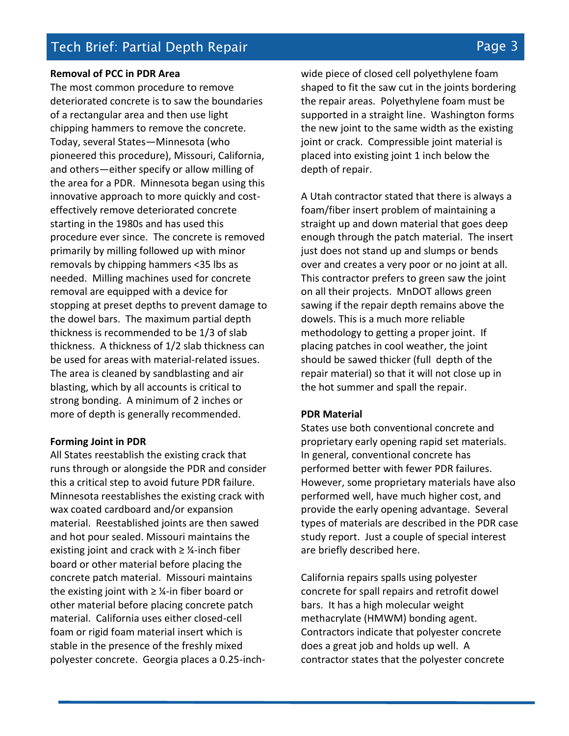**Removal of PCC in PDR Area**

The most common procedure to remove deteriorated concrete is to saw the boundaries of a rectangular area and then use light chipping hammers to remove the concrete. Today, several States—Minnesota (who pioneered this procedure), Missouri, California, and others—either specify or allow milling of the area for a PDR. Minnesota began using this innovative approach to more quickly and cost-effectively remove deteriorated concrete starting in the 1980s and has used this procedure ever since. The concrete is removed primarily by milling followed up with minor removals by chipping hammers <35 lbs as needed. Milling machines used for concrete removal are equipped with a device for stopping at preset depths to prevent damage to the dowel bars. The maximum partial depth thickness is recommended to be 1/3 of slab thickness. A thickness of 1/2 slab thickness can be used for areas with material-related issues. The area is cleaned by sandblasting and air blasting, which by all accounts is critical to strong bonding. A minimum of 2 inches or more of depth is generally recommended.

**Forming Joint in PDR**

All States reestablish the existing crack that runs through or alongside the PDR and consider this a critical step to avoid future PDR failure. Minnesota reestablishes the existing crack with wax coated cardboard and/or expansion material. Reestablished joints are then sawed and hot pour sealed. Missouri maintains the existing joint and crack with ≥ ¼-inch fiber board or other material before placing the concrete patch material. Missouri maintains the existing joint with ≥ ¼-in fiber board or other material before placing concrete patch material. California uses either closed-cell foam or rigid foam material insert which is stable in the presence of the freshly mixed polyester concrete. Georgia places a 0.25-inch-wide piece of closed cell polyethylene foam shaped to fit the saw cut in the joints bordering the repair areas. Polyethylene foam must be supported in a straight line. Washington forms the new joint to the same width as the existing joint or crack. Compressible joint material is placed into existing joint 1 inch below the depth of repair.

A Utah contractor stated that there is always a foam/fiber insert problem of maintaining a straight up and down material that goes deep enough through the patch material. The insert just does not stand up and slumps or bends over and creates a very poor or no joint at all. This contractor prefers to green saw the joint on all their projects. MnDOT allows green sawing if the repair depth remains above the dowels. This is a much more reliable methodology to getting a proper joint. If placing patches in cool weather, the joint should be sawed thicker (full depth of the repair material) so that it will not close up in the hot summer and spall the repair.

**PDR Material**

States use both conventional concrete and proprietary early opening rapid set materials. In general, conventional concrete has performed better with fewer PDR failures. However, some proprietary materials have also performed well, have much higher cost, and provide the early opening advantage. Several types of materials are described in the PDR case study report. Just a couple of special interest are briefly described here.

California repairs spalls using polyester concrete for spall repairs and retrofit dowel bars. It has a high molecular weight methacrylate (HMWM) bonding agent. Contractors indicate that polyester concrete does a great job and holds up well. A contractor states that the polyester concrete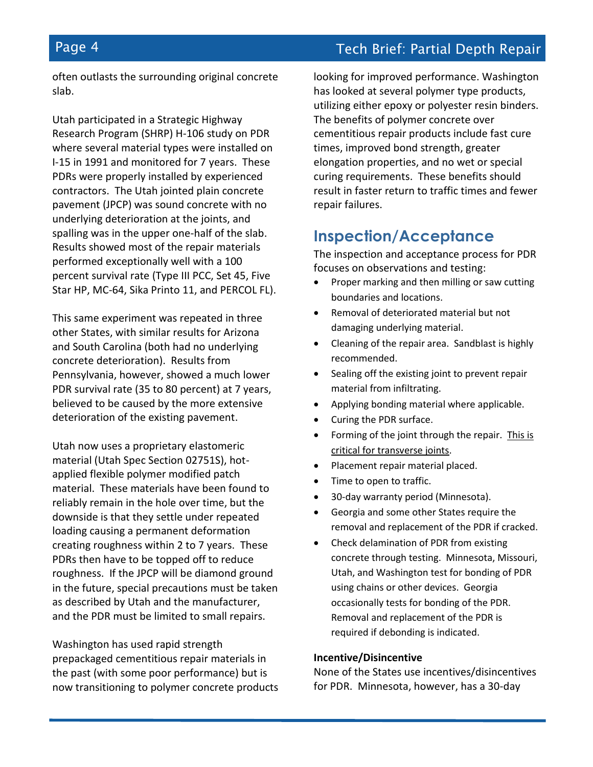often outlasts the surrounding original concrete slab.

Utah participated in a Strategic Highway Research Program (SHRP) H-106 study on PDR where several material types were installed on I-15 in 1991 and monitored for 7 years. These PDRs were properly installed by experienced contractors. The Utah jointed plain concrete pavement (JPCP) was sound concrete with no underlying deterioration at the joints, and spalling was in the upper one-half of the slab. Results showed most of the repair materials performed exceptionally well with a 100 percent survival rate (Type III PCC, Set 45, Five Star HP, MC-64, Sika Printo 11, and PERCOL FL).

This same experiment was repeated in three other States, with similar results for Arizona and South Carolina (both had no underlying concrete deterioration). Results from Pennsylvania, however, showed a much lower PDR survival rate (35 to 80 percent) at 7 years, believed to be caused by the more extensive deterioration of the existing pavement.

Utah now uses a proprietary elastomeric material (Utah Spec Section 02751S), hot-applied flexible polymer modified patch material. These materials have been found to reliably remain in the hole over time, but the downside is that they settle under repeated loading causing a permanent deformation creating roughness within 2 to 7 years. These PDRs then have to be topped off to reduce roughness. If the JPCP will be diamond ground in the future, special precautions must be taken as described by Utah and the manufacturer, and the PDR must be limited to small repairs.

Washington has used rapid strength prepackaged cementitious repair materials in the past (with some poor performance) but is now transitioning to polymer concrete products looking for improved performance. Washington has looked at several polymer type products, utilizing either epoxy or polyester resin binders. The benefits of polymer concrete over cementitious repair products include fast cure times, improved bond strength, greater elongation properties, and no wet or special curing requirements. These benefits should result in faster return to traffic times and fewer repair failures.

## Inspection/Acceptance

The inspection and acceptance process for PDR focuses on observations and testing:

- Proper marking and then milling or saw cutting boundaries and locations.
- Removal of deteriorated material but not damaging underlying material.
- Cleaning of the repair area. Sandblast is highly recommended.
- Sealing off the existing joint to prevent repair material from infiltrating.
- Applying bonding material where applicable.
- Curing the PDR surface.
- Forming of the joint through the repair. <u>This is critical for transverse joints</u>.
- Placement repair material placed.
- Time to open to traffic.
- 30-day warranty period (Minnesota).
- Georgia and some other States require the removal and replacement of the PDR if cracked.
- Check delamination of PDR from existing concrete through testing. Minnesota, Missouri, Utah, and Washington test for bonding of PDR using chains or other devices. Georgia occasionally tests for bonding of the PDR. Removal and replacement of the PDR is required if debonding is indicated.

**Incentive/Disincentive**

None of the States use incentives/disincentives for PDR. Minnesota, however, has a 30-day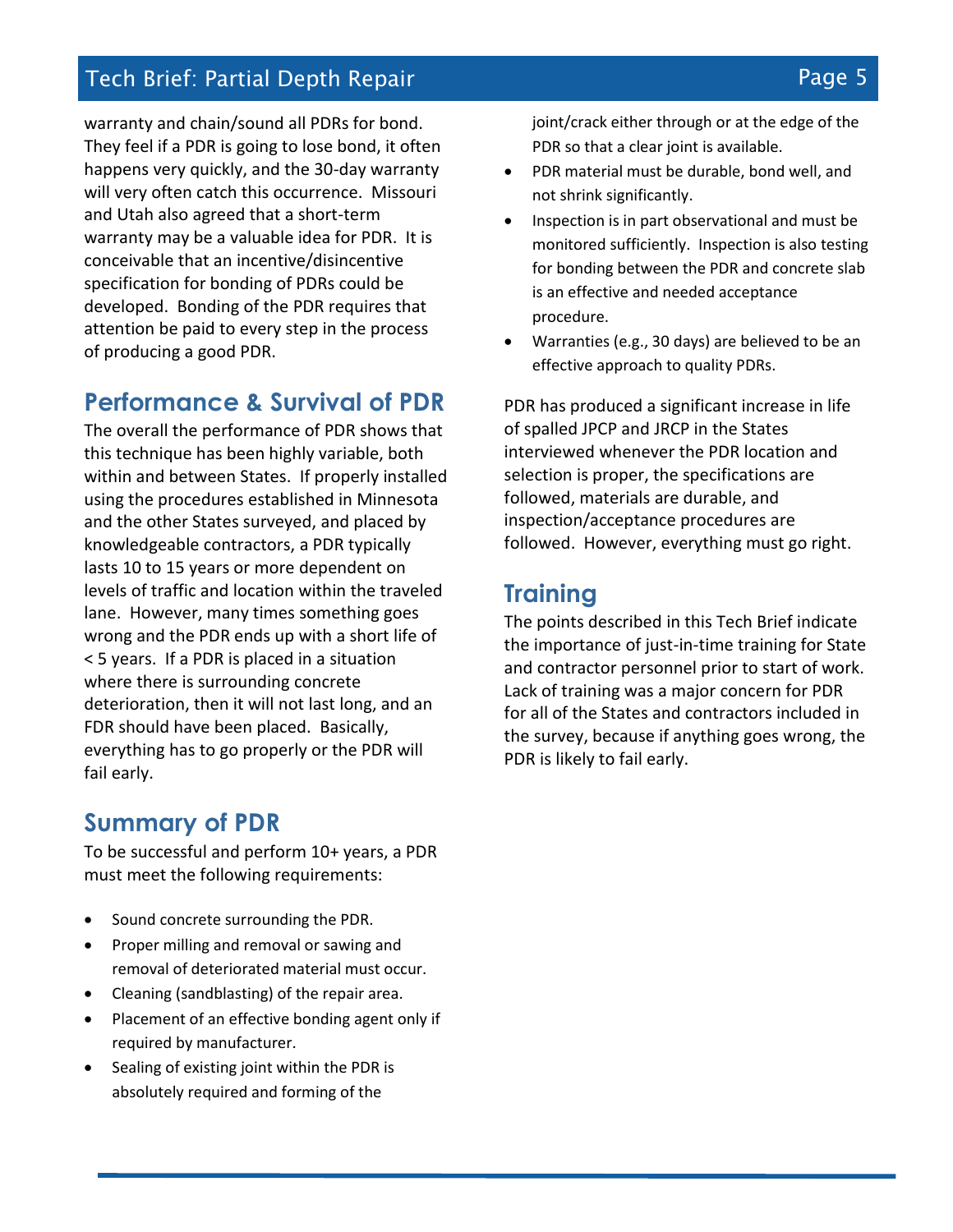warranty and chain/sound all PDRs for bond. They feel if a PDR is going to lose bond, it often happens very quickly, and the 30-day warranty will very often catch this occurrence. Missouri and Utah also agreed that a short-term warranty may be a valuable idea for PDR. It is conceivable that an incentive/disincentive specification for bonding of PDRs could be developed. Bonding of the PDR requires that attention be paid to every step in the process of producing a good PDR.

## Performance & Survival of PDR

The overall the performance of PDR shows that this technique has been highly variable, both within and between States. If properly installed using the procedures established in Minnesota and the other States surveyed, and placed by knowledgeable contractors, a PDR typically lasts 10 to 15 years or more dependent on levels of traffic and location within the traveled lane. However, many times something goes wrong and the PDR ends up with a short life of < 5 years. If a PDR is placed in a situation where there is surrounding concrete deterioration, then it will not last long, and an FDR should have been placed. Basically, everything has to go properly or the PDR will fail early.

## Summary of PDR

To be successful and perform 10+ years, a PDR must meet the following requirements:

- Sound concrete surrounding the PDR.
- Proper milling and removal or sawing and removal of deteriorated material must occur.
- Cleaning (sandblasting) of the repair area.
- Placement of an effective bonding agent only if required by manufacturer.
- Sealing of existing joint within the PDR is absolutely required and forming of the joint/crack either through or at the edge of the PDR so that a clear joint is available.
- PDR material must be durable, bond well, and not shrink significantly.
- Inspection is in part observational and must be monitored sufficiently. Inspection is also testing for bonding between the PDR and concrete slab is an effective and needed acceptance procedure.
- Warranties (e.g., 30 days) are believed to be an effective approach to quality PDRs.

PDR has produced a significant increase in life of spalled JPCP and JRCP in the States interviewed whenever the PDR location and selection is proper, the specifications are followed, materials are durable, and inspection/acceptance procedures are followed. However, everything must go right.

## Training

The points described in this Tech Brief indicate the importance of just-in-time training for State and contractor personnel prior to start of work. Lack of training was a major concern for PDR for all of the States and contractors included in the survey, because if anything goes wrong, the PDR is likely to fail early.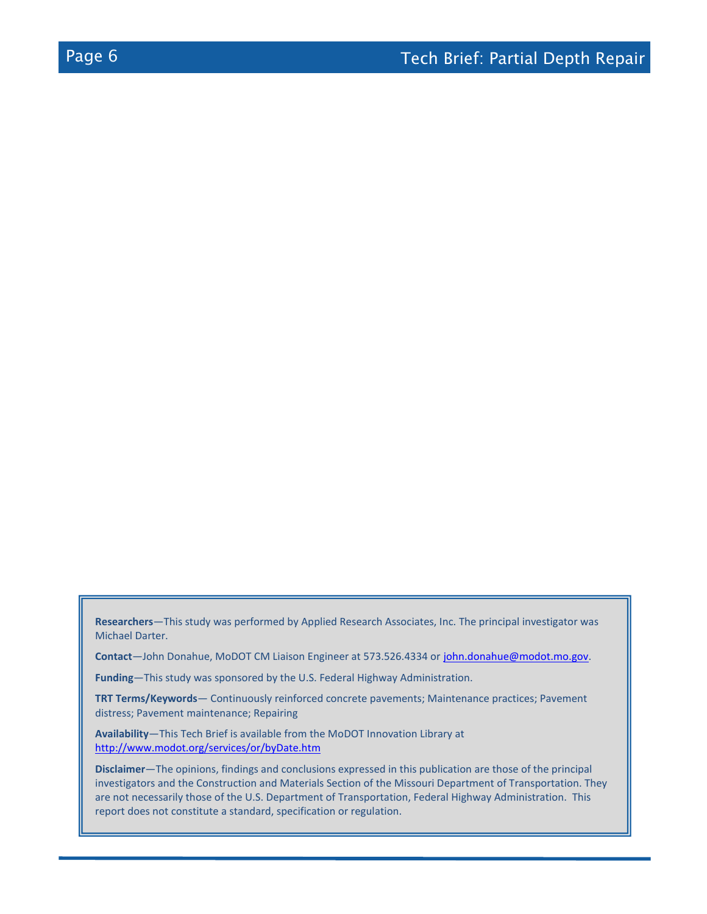**Researchers**—This study was performed by Applied Research Associates, Inc. The principal investigator was Michael Darter.

**Contact**—John Donahue, MoDOT CM Liaison Engineer at 573.526.4334 or john.donahue@modot.mo.gov.

**Funding**—This study was sponsored by the U.S. Federal Highway Administration.

**TRT Terms/Keywords**— Continuously reinforced concrete pavements; Maintenance practices; Pavement distress; Pavement maintenance; Repairing

**Availability**—This Tech Brief is available from the MoDOT Innovation Library at http://www.modot.org/services/or/byDate.htm

**Disclaimer**—The opinions, findings and conclusions expressed in this publication are those of the principal investigators and the Construction and Materials Section of the Missouri Department of Transportation. They are not necessarily those of the U.S. Department of Transportation, Federal Highway Administration. This report does not constitute a standard, specification or regulation.